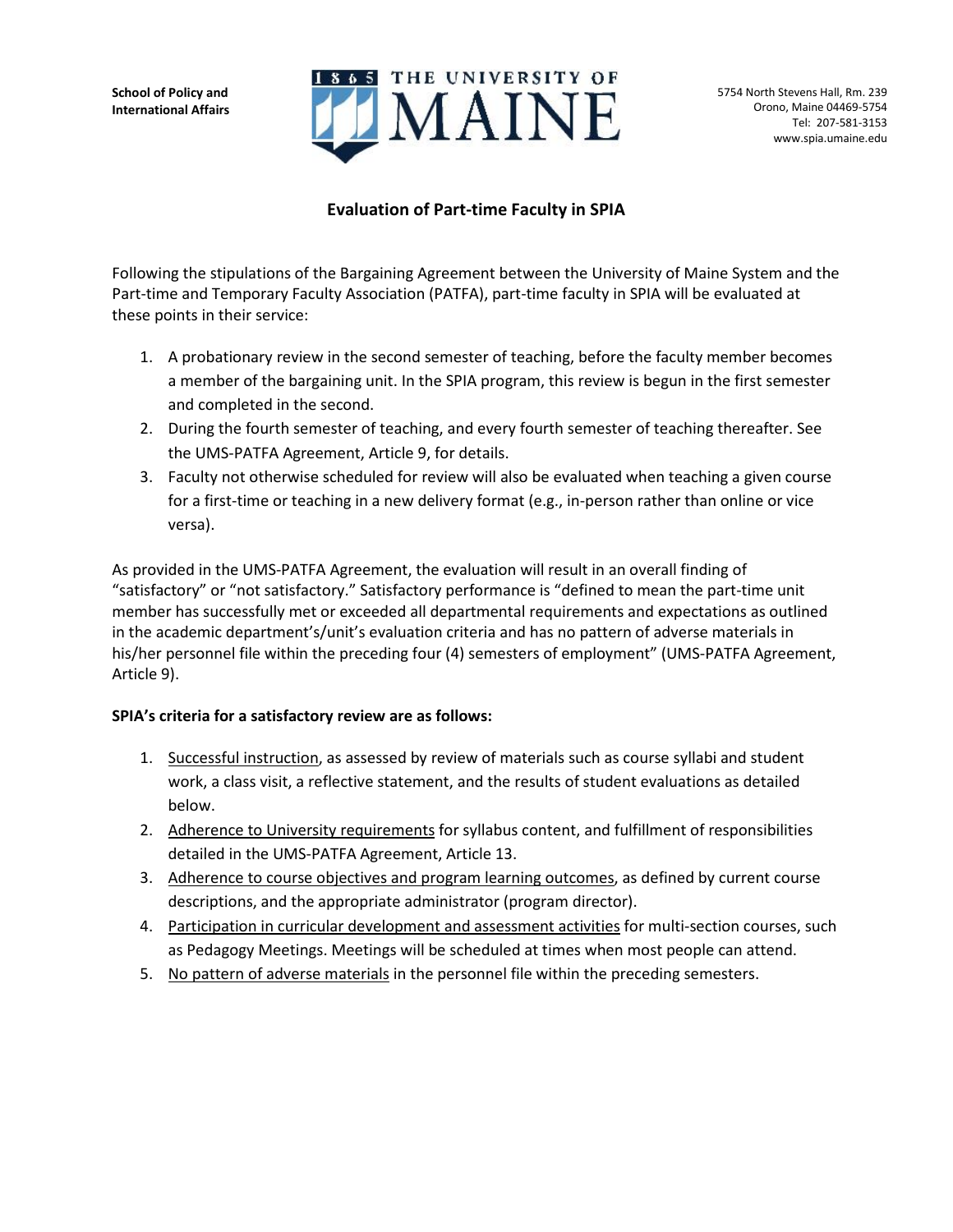School of Policy and International Affairs

THE UNIVERSITY OF MAINE

5754 North Stevens Hall, Rm. 239
Orono, Maine 04469-5754
Tel: 207-581-3153
www.spia.umaine.edu

## Evaluation of Part-time Faculty in SPIA

Following the stipulations of the Bargaining Agreement between the University of Maine System and the Part-time and Temporary Faculty Association (PATFA), part-time faculty in SPIA will be evaluated at these points in their service:

1. A probationary review in the second semester of teaching, before the faculty member becomes a member of the bargaining unit. In the SPIA program, this review is begun in the first semester and completed in the second.
2. During the fourth semester of teaching, and every fourth semester of teaching thereafter. See the UMS-PATFA Agreement, Article 9, for details.
3. Faculty not otherwise scheduled for review will also be evaluated when teaching a given course for a first-time or teaching in a new delivery format (e.g., in-person rather than online or vice versa).

As provided in the UMS-PATFA Agreement, the evaluation will result in an overall finding of "satisfactory" or "not satisfactory." Satisfactory performance is "defined to mean the part-time unit member has successfully met or exceeded all departmental requirements and expectations as outlined in the academic department's/unit's evaluation criteria and has no pattern of adverse materials in his/her personnel file within the preceding four (4) semesters of employment" (UMS-PATFA Agreement, Article 9).

**SPIA's criteria for a satisfactory review are as follows:**

1. Successful instruction, as assessed by review of materials such as course syllabi and student work, a class visit, a reflective statement, and the results of student evaluations as detailed below.
2. Adherence to University requirements for syllabus content, and fulfillment of responsibilities detailed in the UMS-PATFA Agreement, Article 13.
3. Adherence to course objectives and program learning outcomes, as defined by current course descriptions, and the appropriate administrator (program director).
4. Participation in curricular development and assessment activities for multi-section courses, such as Pedagogy Meetings. Meetings will be scheduled at times when most people can attend.
5. No pattern of adverse materials in the personnel file within the preceding semesters.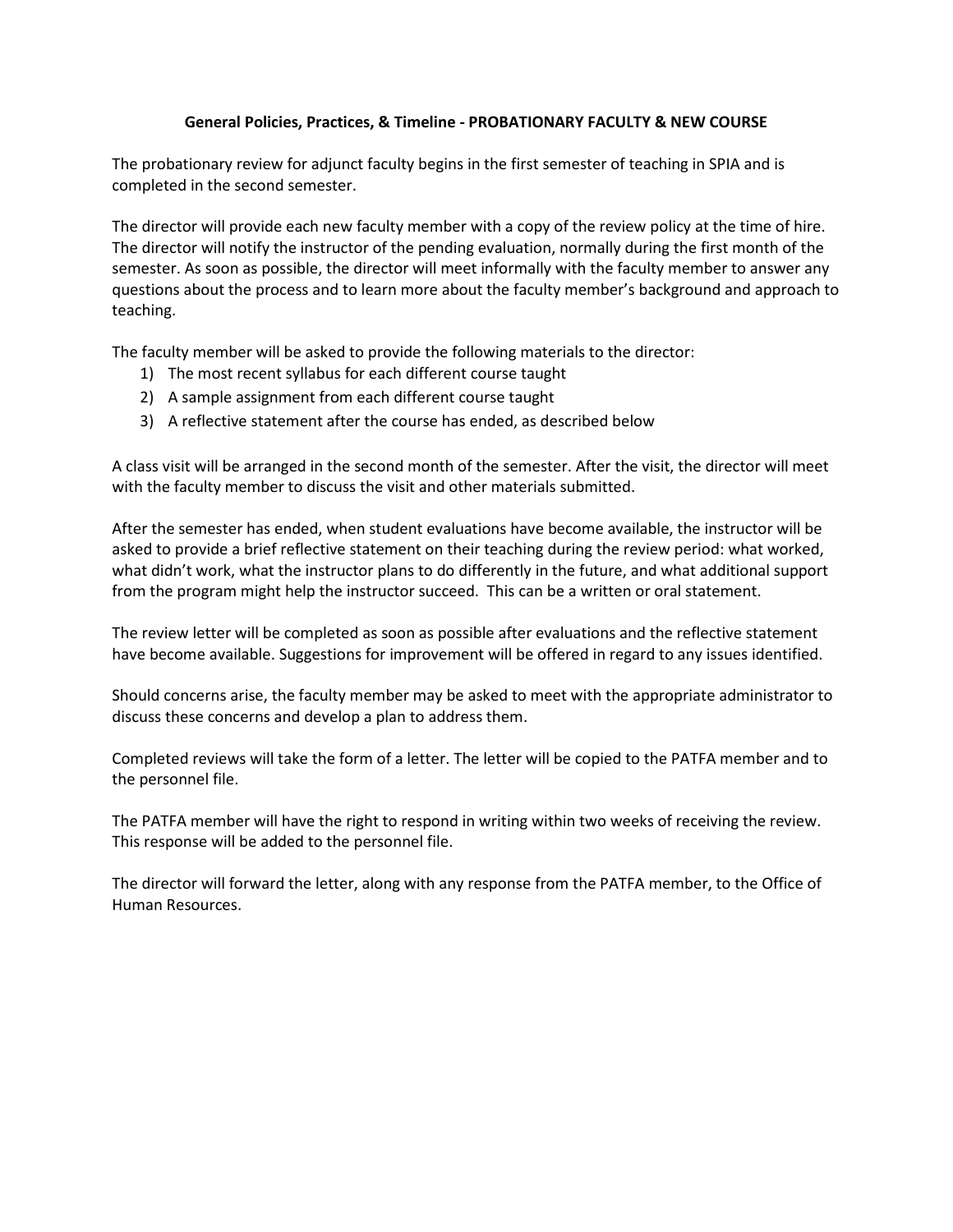**General Policies, Practices, & Timeline - PROBATIONARY FACULTY & NEW COURSE**

The probationary review for adjunct faculty begins in the first semester of teaching in SPIA and is completed in the second semester.

The director will provide each new faculty member with a copy of the review policy at the time of hire. The director will notify the instructor of the pending evaluation, normally during the first month of the semester. As soon as possible, the director will meet informally with the faculty member to answer any questions about the process and to learn more about the faculty member's background and approach to teaching.

The faculty member will be asked to provide the following materials to the director:

1) The most recent syllabus for each different course taught
2) A sample assignment from each different course taught
3) A reflective statement after the course has ended, as described below

A class visit will be arranged in the second month of the semester. After the visit, the director will meet with the faculty member to discuss the visit and other materials submitted.

After the semester has ended, when student evaluations have become available, the instructor will be asked to provide a brief reflective statement on their teaching during the review period: what worked, what didn't work, what the instructor plans to do differently in the future, and what additional support from the program might help the instructor succeed. This can be a written or oral statement.

The review letter will be completed as soon as possible after evaluations and the reflective statement have become available. Suggestions for improvement will be offered in regard to any issues identified.

Should concerns arise, the faculty member may be asked to meet with the appropriate administrator to discuss these concerns and develop a plan to address them.

Completed reviews will take the form of a letter. The letter will be copied to the PATFA member and to the personnel file.

The PATFA member will have the right to respond in writing within two weeks of receiving the review. This response will be added to the personnel file.

The director will forward the letter, along with any response from the PATFA member, to the Office of Human Resources.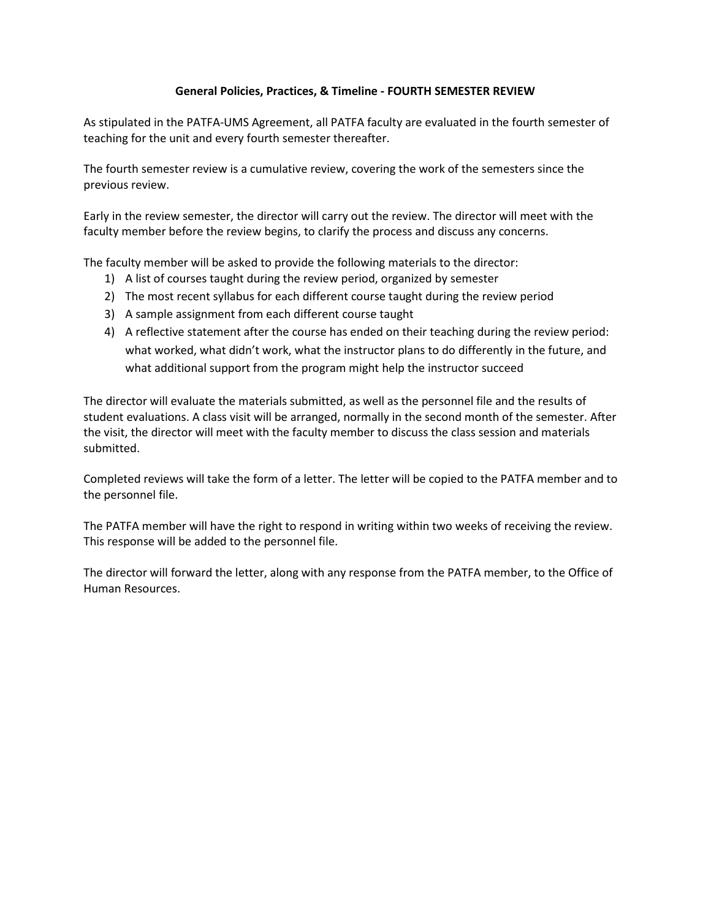**General Policies, Practices, & Timeline - FOURTH SEMESTER REVIEW**

As stipulated in the PATFA-UMS Agreement, all PATFA faculty are evaluated in the fourth semester of teaching for the unit and every fourth semester thereafter.

The fourth semester review is a cumulative review, covering the work of the semesters since the previous review.

Early in the review semester, the director will carry out the review. The director will meet with the faculty member before the review begins, to clarify the process and discuss any concerns.

The faculty member will be asked to provide the following materials to the director:

1) A list of courses taught during the review period, organized by semester
2) The most recent syllabus for each different course taught during the review period
3) A sample assignment from each different course taught
4) A reflective statement after the course has ended on their teaching during the review period: what worked, what didn't work, what the instructor plans to do differently in the future, and what additional support from the program might help the instructor succeed

The director will evaluate the materials submitted, as well as the personnel file and the results of student evaluations. A class visit will be arranged, normally in the second month of the semester. After the visit, the director will meet with the faculty member to discuss the class session and materials submitted.

Completed reviews will take the form of a letter. The letter will be copied to the PATFA member and to the personnel file.

The PATFA member will have the right to respond in writing within two weeks of receiving the review. This response will be added to the personnel file.

The director will forward the letter, along with any response from the PATFA member, to the Office of Human Resources.